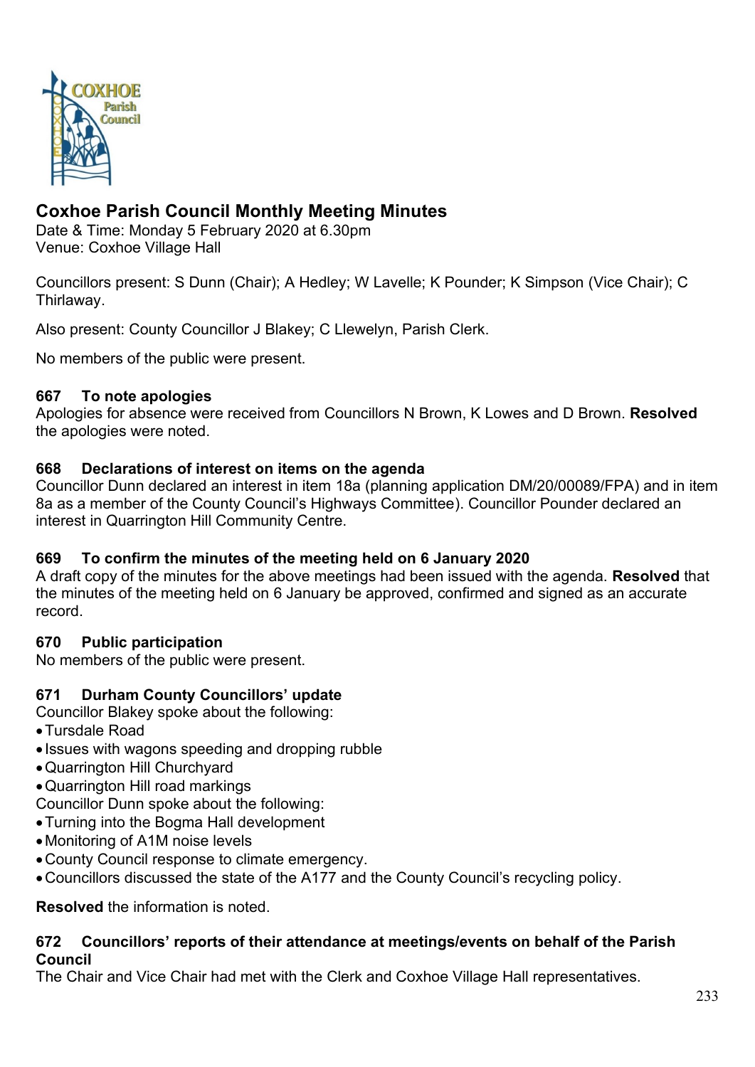# Coxhoe Parish Council Monthly Meeting Minutes

Date & Time: Monday 5 February 2020 at 6.30pm
Venue: Coxhoe Village Hall

Councillors present: S Dunn (Chair); A Hedley; W Lavelle; K Pounder; K Simpson (Vice Chair); C Thirlaway.

Also present: County Councillor J Blakey; C Llewelyn, Parish Clerk.

No members of the public were present.

### 667 To note apologies

Apologies for absence were received from Councillors N Brown, K Lowes and D Brown. **Resolved** the apologies were noted.

### 668 Declarations of interest on items on the agenda

Councillor Dunn declared an interest in item 18a (planning application DM/20/00089/FPA) and in item 8a as a member of the County Council's Highways Committee). Councillor Pounder declared an interest in Quarrington Hill Community Centre.

### 669 To confirm the minutes of the meeting held on 6 January 2020

A draft copy of the minutes for the above meetings had been issued with the agenda. **Resolved** that the minutes of the meeting held on 6 January be approved, confirmed and signed as an accurate record.

### 670 Public participation

No members of the public were present.

### 671 Durham County Councillors' update

Councillor Blakey spoke about the following:

- Tursdale Road
- Issues with wagons speeding and dropping rubble
- Quarrington Hill Churchyard
- Quarrington Hill road markings

Councillor Dunn spoke about the following:

- Turning into the Bogma Hall development
- Monitoring of A1M noise levels
- County Council response to climate emergency.
- Councillors discussed the state of the A177 and the County Council's recycling policy.

**Resolved** the information is noted.

### 672 Councillors' reports of their attendance at meetings/events on behalf of the Parish Council

The Chair and Vice Chair had met with the Clerk and Coxhoe Village Hall representatives.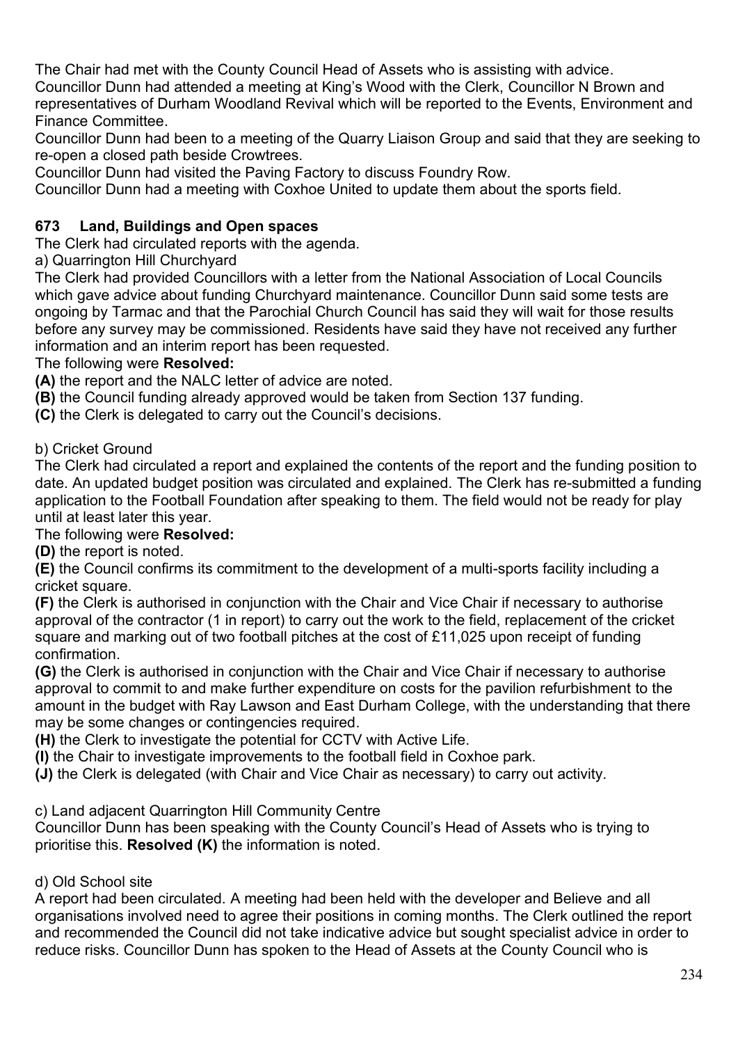The Chair had met with the County Council Head of Assets who is assisting with advice.
Councillor Dunn had attended a meeting at King's Wood with the Clerk, Councillor N Brown and representatives of Durham Woodland Revival which will be reported to the Events, Environment and Finance Committee.
Councillor Dunn had been to a meeting of the Quarry Liaison Group and said that they are seeking to re-open a closed path beside Crowtrees.
Councillor Dunn had visited the Paving Factory to discuss Foundry Row.
Councillor Dunn had a meeting with Coxhoe United to update them about the sports field.

**673 Land, Buildings and Open spaces**

The Clerk had circulated reports with the agenda.

a) Quarrington Hill Churchyard

The Clerk had provided Councillors with a letter from the National Association of Local Councils which gave advice about funding Churchyard maintenance. Councillor Dunn said some tests are ongoing by Tarmac and that the Parochial Church Council has said they will wait for those results before any survey may be commissioned. Residents have said they have not received any further information and an interim report has been requested.

The following were **Resolved:**

**(A)** the report and the NALC letter of advice are noted.

**(B)** the Council funding already approved would be taken from Section 137 funding.

**(C)** the Clerk is delegated to carry out the Council's decisions.

b) Cricket Ground

The Clerk had circulated a report and explained the contents of the report and the funding position to date. An updated budget position was circulated and explained. The Clerk has re-submitted a funding application to the Football Foundation after speaking to them. The field would not be ready for play until at least later this year.

The following were **Resolved:**

**(D)** the report is noted.

**(E)** the Council confirms its commitment to the development of a multi-sports facility including a cricket square.

**(F)** the Clerk is authorised in conjunction with the Chair and Vice Chair if necessary to authorise approval of the contractor (1 in report) to carry out the work to the field, replacement of the cricket square and marking out of two football pitches at the cost of £11,025 upon receipt of funding confirmation.

**(G)** the Clerk is authorised in conjunction with the Chair and Vice Chair if necessary to authorise approval to commit to and make further expenditure on costs for the pavilion refurbishment to the amount in the budget with Ray Lawson and East Durham College, with the understanding that there may be some changes or contingencies required.

**(H)** the Clerk to investigate the potential for CCTV with Active Life.

**(I)** the Chair to investigate improvements to the football field in Coxhoe park.

**(J)** the Clerk is delegated (with Chair and Vice Chair as necessary) to carry out activity.

c) Land adjacent Quarrington Hill Community Centre

Councillor Dunn has been speaking with the County Council's Head of Assets who is trying to prioritise this. **Resolved (K)** the information is noted.

d) Old School site

A report had been circulated. A meeting had been held with the developer and Believe and all organisations involved need to agree their positions in coming months. The Clerk outlined the report and recommended the Council did not take indicative advice but sought specialist advice in order to reduce risks. Councillor Dunn has spoken to the Head of Assets at the County Council who is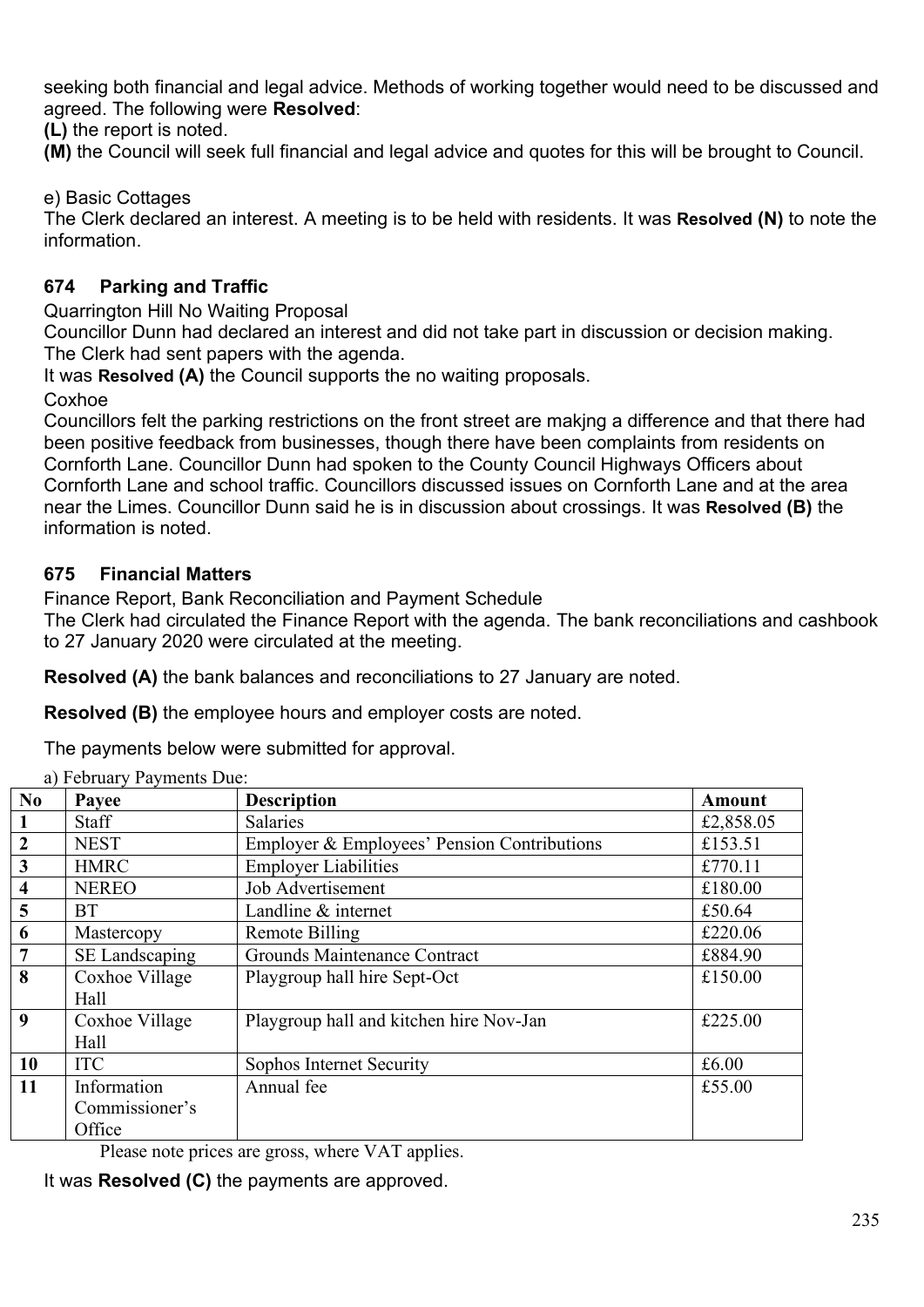seeking both financial and legal advice. Methods of working together would need to be discussed and agreed. The following were **Resolved**:

**(L)** the report is noted.

**(M)** the Council will seek full financial and legal advice and quotes for this will be brought to Council.

e) Basic Cottages

The Clerk declared an interest. A meeting is to be held with residents. It was **Resolved (N)** to note the information.

## 674 Parking and Traffic

Quarrington Hill No Waiting Proposal

Councillor Dunn had declared an interest and did not take part in discussion or decision making. The Clerk had sent papers with the agenda.

It was **Resolved (A)** the Council supports the no waiting proposals.

Coxhoe

Councillors felt the parking restrictions on the front street are makjng a difference and that there had been positive feedback from businesses, though there have been complaints from residents on Cornforth Lane. Councillor Dunn had spoken to the County Council Highways Officers about Cornforth Lane and school traffic. Councillors discussed issues on Cornforth Lane and at the area near the Limes. Councillor Dunn said he is in discussion about crossings. It was **Resolved (B)** the information is noted.

## 675 Financial Matters

Finance Report, Bank Reconciliation and Payment Schedule

The Clerk had circulated the Finance Report with the agenda. The bank reconciliations and cashbook to 27 January 2020 were circulated at the meeting.

**Resolved (A)** the bank balances and reconciliations to 27 January are noted.

**Resolved (B)** the employee hours and employer costs are noted.

The payments below were submitted for approval.

a) February Payments Due:

| No | Payee | Description | Amount |
|---|---|---|---|
| 1 | Staff | Salaries | £2,858.05 |
| 2 | NEST | Employer & Employees' Pension Contributions | £153.51 |
| 3 | HMRC | Employer Liabilities | £770.11 |
| 4 | NEREO | Job Advertisement | £180.00 |
| 5 | BT | Landline & internet | £50.64 |
| 6 | Mastercopy | Remote Billing | £220.06 |
| 7 | SE Landscaping | Grounds Maintenance Contract | £884.90 |
| 8 | Coxhoe Village Hall | Playgroup hall hire Sept-Oct | £150.00 |
| 9 | Coxhoe Village Hall | Playgroup hall and kitchen hire Nov-Jan | £225.00 |
| 10 | ITC | Sophos Internet Security | £6.00 |
| 11 | Information Commissioner's Office | Annual fee | £55.00 |

Please note prices are gross, where VAT applies.

It was **Resolved (C)** the payments are approved.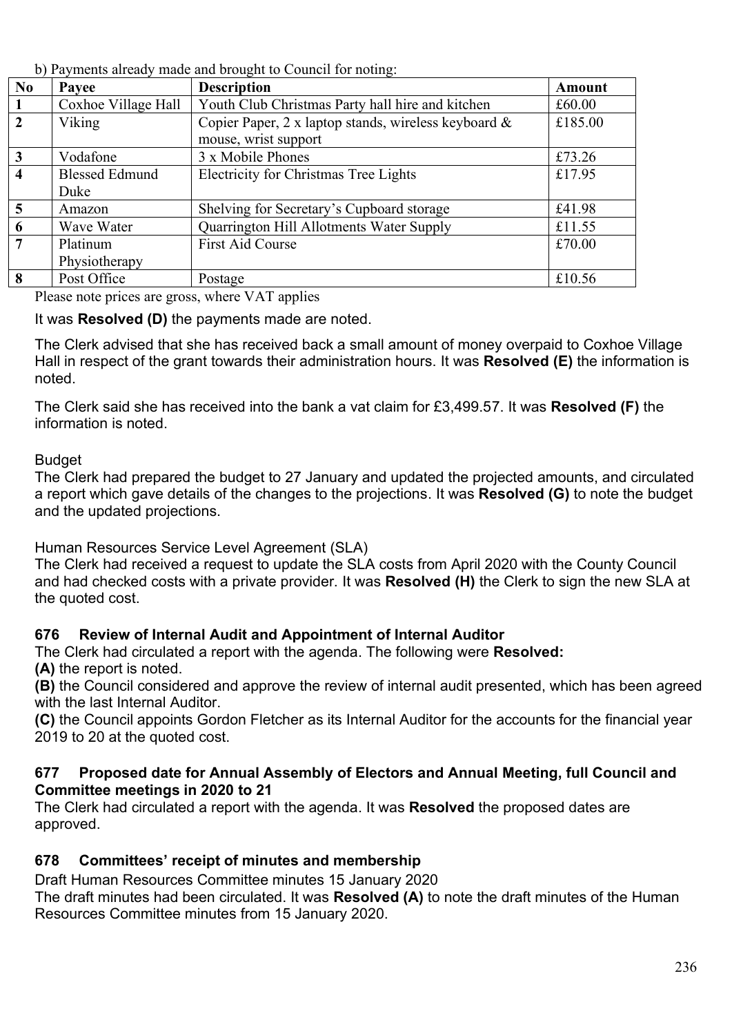b) Payments already made and brought to Council for noting:

| No | Payee | Description | Amount |
|---|---|---|---|
| 1 | Coxhoe Village Hall | Youth Club Christmas Party hall hire and kitchen | £60.00 |
| 2 | Viking | Copier Paper, 2 x laptop stands, wireless keyboard & mouse, wrist support | £185.00 |
| 3 | Vodafone | 3 x Mobile Phones | £73.26 |
| 4 | Blessed Edmund Duke | Electricity for Christmas Tree Lights | £17.95 |
| 5 | Amazon | Shelving for Secretary's Cupboard storage | £41.98 |
| 6 | Wave Water | Quarrington Hill Allotments Water Supply | £11.55 |
| 7 | Platinum Physiotherapy | First Aid Course | £70.00 |
| 8 | Post Office | Postage | £10.56 |

Please note prices are gross, where VAT applies

It was **Resolved (D)** the payments made are noted.

The Clerk advised that she has received back a small amount of money overpaid to Coxhoe Village Hall in respect of the grant towards their administration hours. It was **Resolved (E)** the information is noted.

The Clerk said she has received into the bank a vat claim for £3,499.57. It was **Resolved (F)** the information is noted.

Budget
The Clerk had prepared the budget to 27 January and updated the projected amounts, and circulated a report which gave details of the changes to the projections. It was **Resolved (G)** to note the budget and the updated projections.

Human Resources Service Level Agreement (SLA)
The Clerk had received a request to update the SLA costs from April 2020 with the County Council and had checked costs with a private provider. It was **Resolved (H)** the Clerk to sign the new SLA at the quoted cost.

### 676 Review of Internal Audit and Appointment of Internal Auditor

The Clerk had circulated a report with the agenda. The following were **Resolved:**
**(A)** the report is noted.
**(B)** the Council considered and approve the review of internal audit presented, which has been agreed with the last Internal Auditor.
**(C)** the Council appoints Gordon Fletcher as its Internal Auditor for the accounts for the financial year 2019 to 20 at the quoted cost.

### 677 Proposed date for Annual Assembly of Electors and Annual Meeting, full Council and Committee meetings in 2020 to 21

The Clerk had circulated a report with the agenda. It was **Resolved** the proposed dates are approved.

### 678 Committees' receipt of minutes and membership

Draft Human Resources Committee minutes 15 January 2020
The draft minutes had been circulated. It was **Resolved (A)** to note the draft minutes of the Human Resources Committee minutes from 15 January 2020.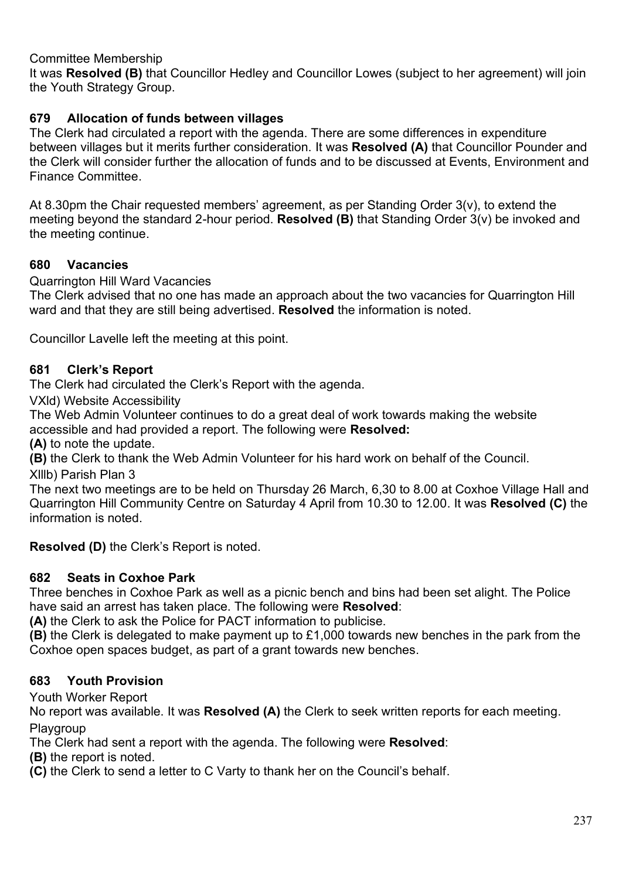Committee Membership

It was **Resolved (B)** that Councillor Hedley and Councillor Lowes (subject to her agreement) will join the Youth Strategy Group.

### 679 Allocation of funds between villages

The Clerk had circulated a report with the agenda. There are some differences in expenditure between villages but it merits further consideration. It was **Resolved (A)** that Councillor Pounder and the Clerk will consider further the allocation of funds and to be discussed at Events, Environment and Finance Committee.

At 8.30pm the Chair requested members' agreement, as per Standing Order 3(v), to extend the meeting beyond the standard 2-hour period. **Resolved (B)** that Standing Order 3(v) be invoked and the meeting continue.

### 680 Vacancies

Quarrington Hill Ward Vacancies

The Clerk advised that no one has made an approach about the two vacancies for Quarrington Hill ward and that they are still being advertised. **Resolved** the information is noted.

Councillor Lavelle left the meeting at this point.

### 681 Clerk's Report

The Clerk had circulated the Clerk's Report with the agenda.

VXld) Website Accessibility

The Web Admin Volunteer continues to do a great deal of work towards making the website accessible and had provided a report. The following were **Resolved:**

**(A)** to note the update.

**(B)** the Clerk to thank the Web Admin Volunteer for his hard work on behalf of the Council.

Xlllb) Parish Plan 3

The next two meetings are to be held on Thursday 26 March, 6,30 to 8.00 at Coxhoe Village Hall and Quarrington Hill Community Centre on Saturday 4 April from 10.30 to 12.00. It was **Resolved (C)** the information is noted.

**Resolved (D)** the Clerk's Report is noted.

### 682 Seats in Coxhoe Park

Three benches in Coxhoe Park as well as a picnic bench and bins had been set alight. The Police have said an arrest has taken place. The following were **Resolved**:

**(A)** the Clerk to ask the Police for PACT information to publicise.

**(B)** the Clerk is delegated to make payment up to £1,000 towards new benches in the park from the Coxhoe open spaces budget, as part of a grant towards new benches.

### 683 Youth Provision

Youth Worker Report

No report was available. It was **Resolved (A)** the Clerk to seek written reports for each meeting.

Playgroup

The Clerk had sent a report with the agenda. The following were **Resolved**:

**(B)** the report is noted.

**(C)** the Clerk to send a letter to C Varty to thank her on the Council's behalf.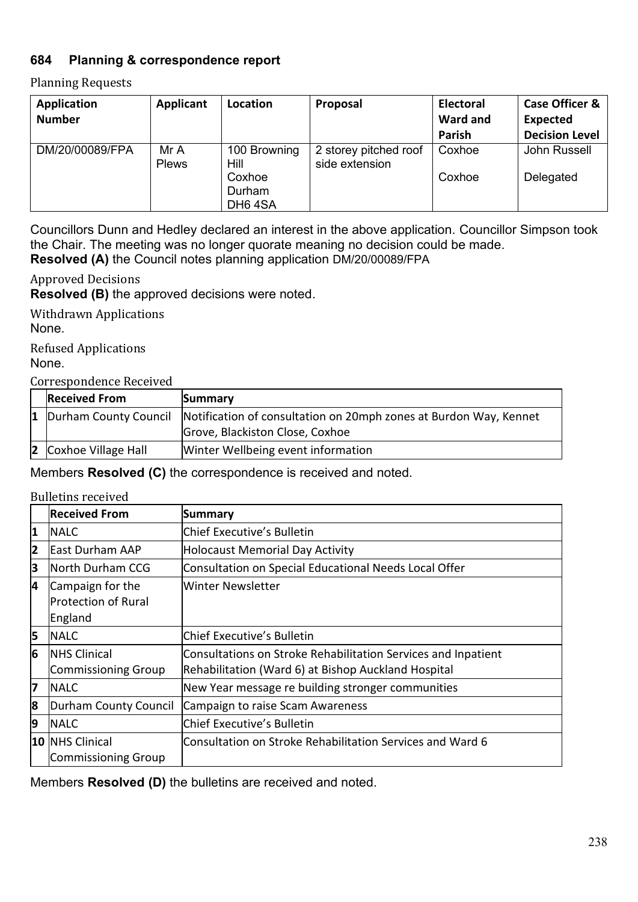### 684 Planning & correspondence report

Planning Requests

| Application Number | Applicant | Location | Proposal | Electoral Ward and Parish | Case Officer & Expected Decision Level |
|---|---|---|---|---|---|
| DM/20/00089/FPA | Mr A Plews | 100 Browning Hill Coxhoe Durham DH6 4SA | 2 storey pitched roof side extension | Coxhoe Coxhoe | John Russell Delegated |

Councillors Dunn and Hedley declared an interest in the above application. Councillor Simpson took the Chair. The meeting was no longer quorate meaning no decision could be made.
**Resolved (A)** the Council notes planning application DM/20/00089/FPA

Approved Decisions
**Resolved (B)** the approved decisions were noted.

Withdrawn Applications
None.

Refused Applications
None.

Correspondence Received

| | Received From | Summary |
|---|---|---|
| 1 | Durham County Council | Notification of consultation on 20mph zones at Burdon Way, Kennet Grove, Blackiston Close, Coxhoe |
| 2 | Coxhoe Village Hall | Winter Wellbeing event information |

Members **Resolved (C)** the correspondence is received and noted.

Bulletins received

| | Received From | Summary |
|---|---|---|
| 1 | NALC | Chief Executive's Bulletin |
| 2 | East Durham AAP | Holocaust Memorial Day Activity |
| 3 | North Durham CCG | Consultation on Special Educational Needs Local Offer |
| 4 | Campaign for the Protection of Rural England | Winter Newsletter |
| 5 | NALC | Chief Executive's Bulletin |
| 6 | NHS Clinical Commissioning Group | Consultations on Stroke Rehabilitation Services and Inpatient Rehabilitation (Ward 6) at Bishop Auckland Hospital |
| 7 | NALC | New Year message re building stronger communities |
| 8 | Durham County Council | Campaign to raise Scam Awareness |
| 9 | NALC | Chief Executive's Bulletin |
| 10 | NHS Clinical Commissioning Group | Consultation on Stroke Rehabilitation Services and Ward 6 |

Members **Resolved (D)** the bulletins are received and noted.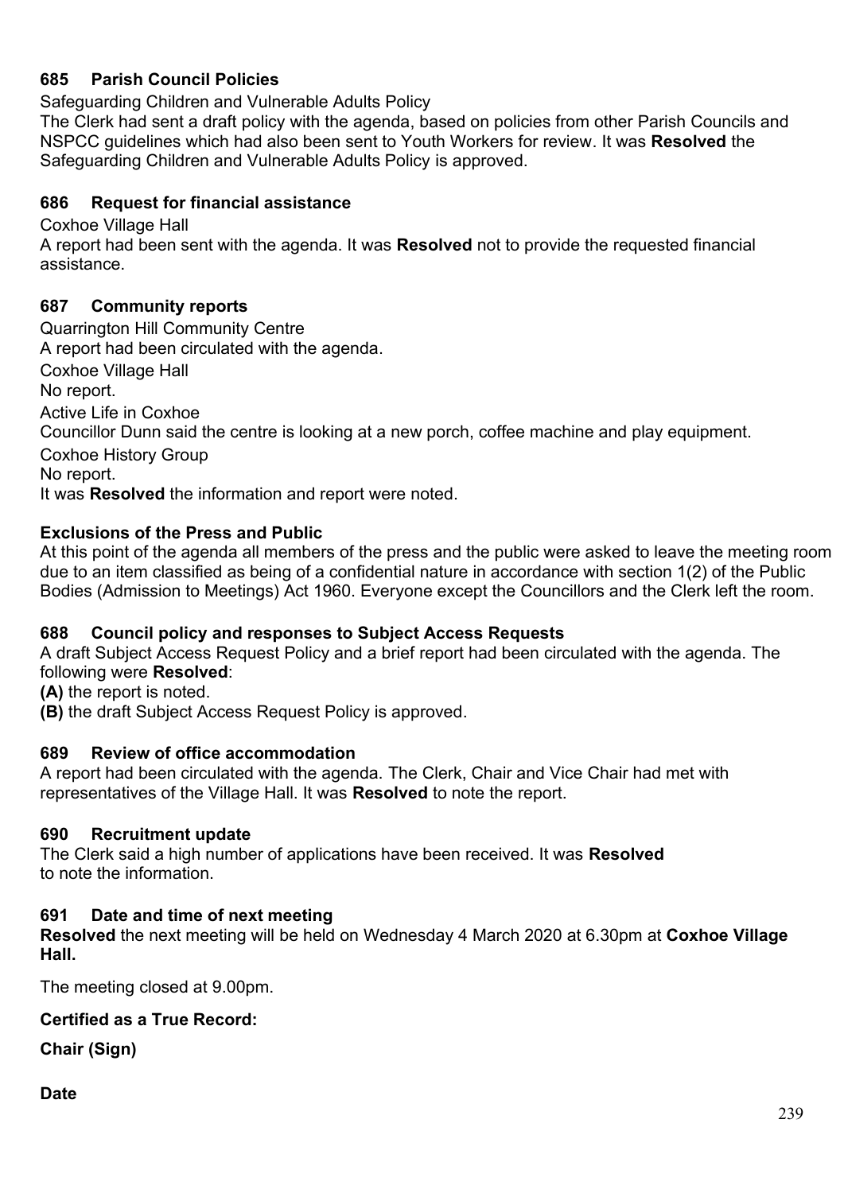### 685 Parish Council Policies

Safeguarding Children and Vulnerable Adults Policy

The Clerk had sent a draft policy with the agenda, based on policies from other Parish Councils and NSPCC guidelines which had also been sent to Youth Workers for review. It was **Resolved** the Safeguarding Children and Vulnerable Adults Policy is approved.

### 686 Request for financial assistance

Coxhoe Village Hall

A report had been sent with the agenda. It was **Resolved** not to provide the requested financial assistance.

### 687 Community reports

Quarrington Hill Community Centre

A report had been circulated with the agenda.

Coxhoe Village Hall

No report.

Active Life in Coxhoe

Councillor Dunn said the centre is looking at a new porch, coffee machine and play equipment.

Coxhoe History Group

No report.

It was **Resolved** the information and report were noted.

### Exclusions of the Press and Public

At this point of the agenda all members of the press and the public were asked to leave the meeting room due to an item classified as being of a confidential nature in accordance with section 1(2) of the Public Bodies (Admission to Meetings) Act 1960. Everyone except the Councillors and the Clerk left the room.

### 688 Council policy and responses to Subject Access Requests

A draft Subject Access Request Policy and a brief report had been circulated with the agenda. The following were **Resolved**:

**(A)** the report is noted.

**(B)** the draft Subject Access Request Policy is approved.

### 689 Review of office accommodation

A report had been circulated with the agenda. The Clerk, Chair and Vice Chair had met with representatives of the Village Hall. It was **Resolved** to note the report.

### 690 Recruitment update

The Clerk said a high number of applications have been received. It was **Resolved** to note the information.

### 691 Date and time of next meeting

**Resolved** the next meeting will be held on Wednesday 4 March 2020 at 6.30pm at **Coxhoe Village Hall.**

The meeting closed at 9.00pm.

**Certified as a True Record:**

**Chair (Sign)**

**Date**